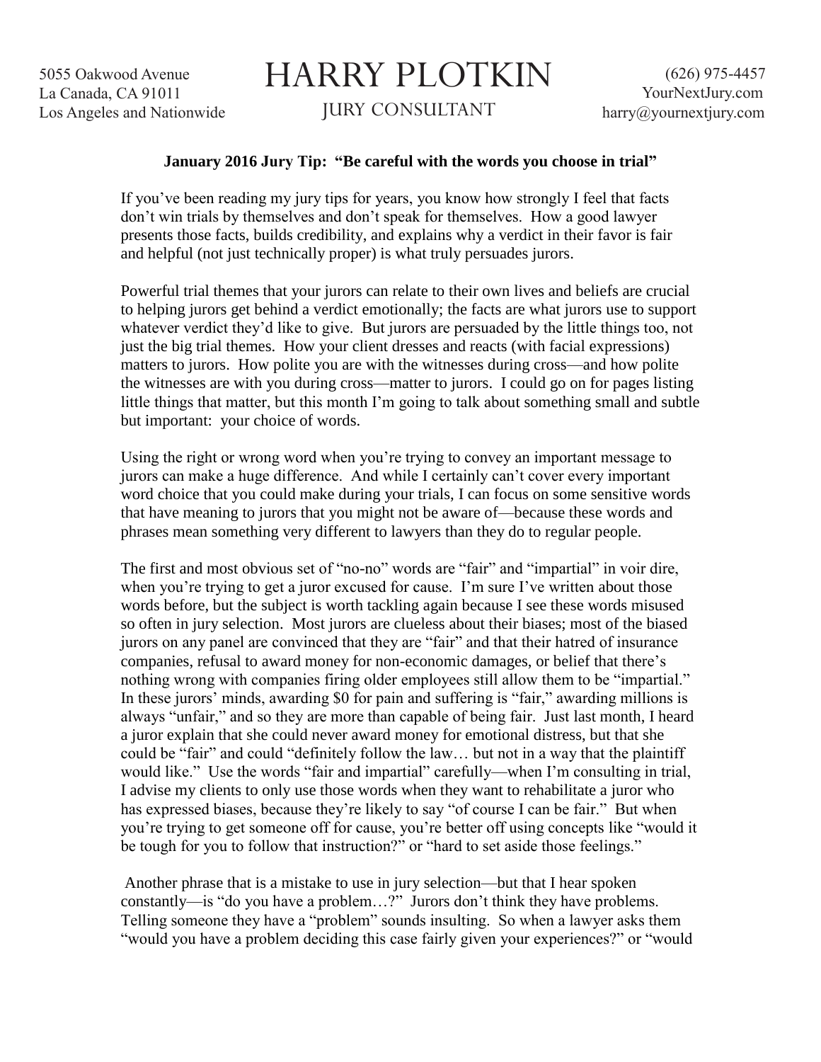5055 Oakwood Avenue
La Canada, CA 91011
Los Angeles and Nationwide

# HARRY PLOTKIN

JURY CONSULTANT

(626) 975-4457
YourNextJury.com
harry@yournextjury.com

**January 2016 Jury Tip: "Be careful with the words you choose in trial"**

If you've been reading my jury tips for years, you know how strongly I feel that facts don't win trials by themselves and don't speak for themselves. How a good lawyer presents those facts, builds credibility, and explains why a verdict in their favor is fair and helpful (not just technically proper) is what truly persuades jurors.

Powerful trial themes that your jurors can relate to their own lives and beliefs are crucial to helping jurors get behind a verdict emotionally; the facts are what jurors use to support whatever verdict they'd like to give. But jurors are persuaded by the little things too, not just the big trial themes. How your client dresses and reacts (with facial expressions) matters to jurors. How polite you are with the witnesses during cross—and how polite the witnesses are with you during cross—matter to jurors. I could go on for pages listing little things that matter, but this month I'm going to talk about something small and subtle but important: your choice of words.

Using the right or wrong word when you're trying to convey an important message to jurors can make a huge difference. And while I certainly can't cover every important word choice that you could make during your trials, I can focus on some sensitive words that have meaning to jurors that you might not be aware of—because these words and phrases mean something very different to lawyers than they do to regular people.

The first and most obvious set of "no-no" words are "fair" and "impartial" in voir dire, when you're trying to get a juror excused for cause. I'm sure I've written about those words before, but the subject is worth tackling again because I see these words misused so often in jury selection. Most jurors are clueless about their biases; most of the biased jurors on any panel are convinced that they are "fair" and that their hatred of insurance companies, refusal to award money for non-economic damages, or belief that there's nothing wrong with companies firing older employees still allow them to be "impartial." In these jurors' minds, awarding $0 for pain and suffering is "fair," awarding millions is always "unfair," and so they are more than capable of being fair. Just last month, I heard a juror explain that she could never award money for emotional distress, but that she could be "fair" and could "definitely follow the law… but not in a way that the plaintiff would like." Use the words "fair and impartial" carefully—when I'm consulting in trial, I advise my clients to only use those words when they want to rehabilitate a juror who has expressed biases, because they're likely to say "of course I can be fair." But when you're trying to get someone off for cause, you're better off using concepts like "would it be tough for you to follow that instruction?" or "hard to set aside those feelings."

Another phrase that is a mistake to use in jury selection—but that I hear spoken constantly—is "do you have a problem…?" Jurors don't think they have problems. Telling someone they have a "problem" sounds insulting. So when a lawyer asks them "would you have a problem deciding this case fairly given your experiences?" or "would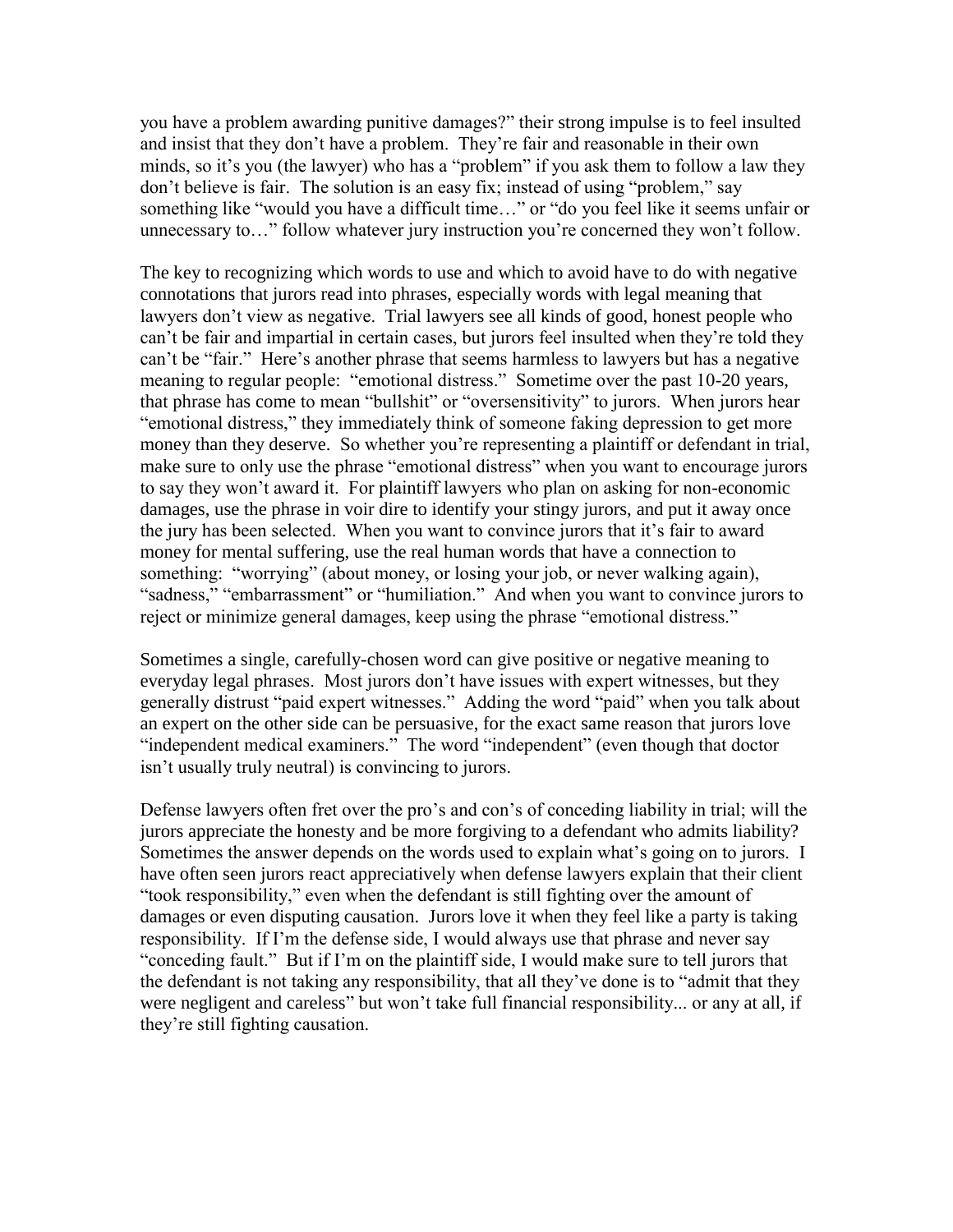you have a problem awarding punitive damages?" their strong impulse is to feel insulted and insist that they don't have a problem. They're fair and reasonable in their own minds, so it's you (the lawyer) who has a "problem" if you ask them to follow a law they don't believe is fair. The solution is an easy fix; instead of using "problem," say something like "would you have a difficult time…" or "do you feel like it seems unfair or unnecessary to…" follow whatever jury instruction you're concerned they won't follow.

The key to recognizing which words to use and which to avoid have to do with negative connotations that jurors read into phrases, especially words with legal meaning that lawyers don't view as negative. Trial lawyers see all kinds of good, honest people who can't be fair and impartial in certain cases, but jurors feel insulted when they're told they can't be "fair." Here's another phrase that seems harmless to lawyers but has a negative meaning to regular people: "emotional distress." Sometime over the past 10-20 years, that phrase has come to mean "bullshit" or "oversensitivity" to jurors. When jurors hear "emotional distress," they immediately think of someone faking depression to get more money than they deserve. So whether you're representing a plaintiff or defendant in trial, make sure to only use the phrase "emotional distress" when you want to encourage jurors to say they won't award it. For plaintiff lawyers who plan on asking for non-economic damages, use the phrase in voir dire to identify your stingy jurors, and put it away once the jury has been selected. When you want to convince jurors that it's fair to award money for mental suffering, use the real human words that have a connection to something: "worrying" (about money, or losing your job, or never walking again), "sadness," "embarrassment" or "humiliation." And when you want to convince jurors to reject or minimize general damages, keep using the phrase "emotional distress."

Sometimes a single, carefully-chosen word can give positive or negative meaning to everyday legal phrases. Most jurors don't have issues with expert witnesses, but they generally distrust "paid expert witnesses." Adding the word "paid" when you talk about an expert on the other side can be persuasive, for the exact same reason that jurors love "independent medical examiners." The word "independent" (even though that doctor isn't usually truly neutral) is convincing to jurors.

Defense lawyers often fret over the pro's and con's of conceding liability in trial; will the jurors appreciate the honesty and be more forgiving to a defendant who admits liability? Sometimes the answer depends on the words used to explain what's going on to jurors. I have often seen jurors react appreciatively when defense lawyers explain that their client "took responsibility," even when the defendant is still fighting over the amount of damages or even disputing causation. Jurors love it when they feel like a party is taking responsibility. If I'm the defense side, I would always use that phrase and never say "conceding fault." But if I'm on the plaintiff side, I would make sure to tell jurors that the defendant is not taking any responsibility, that all they've done is to "admit that they were negligent and careless" but won't take full financial responsibility... or any at all, if they're still fighting causation.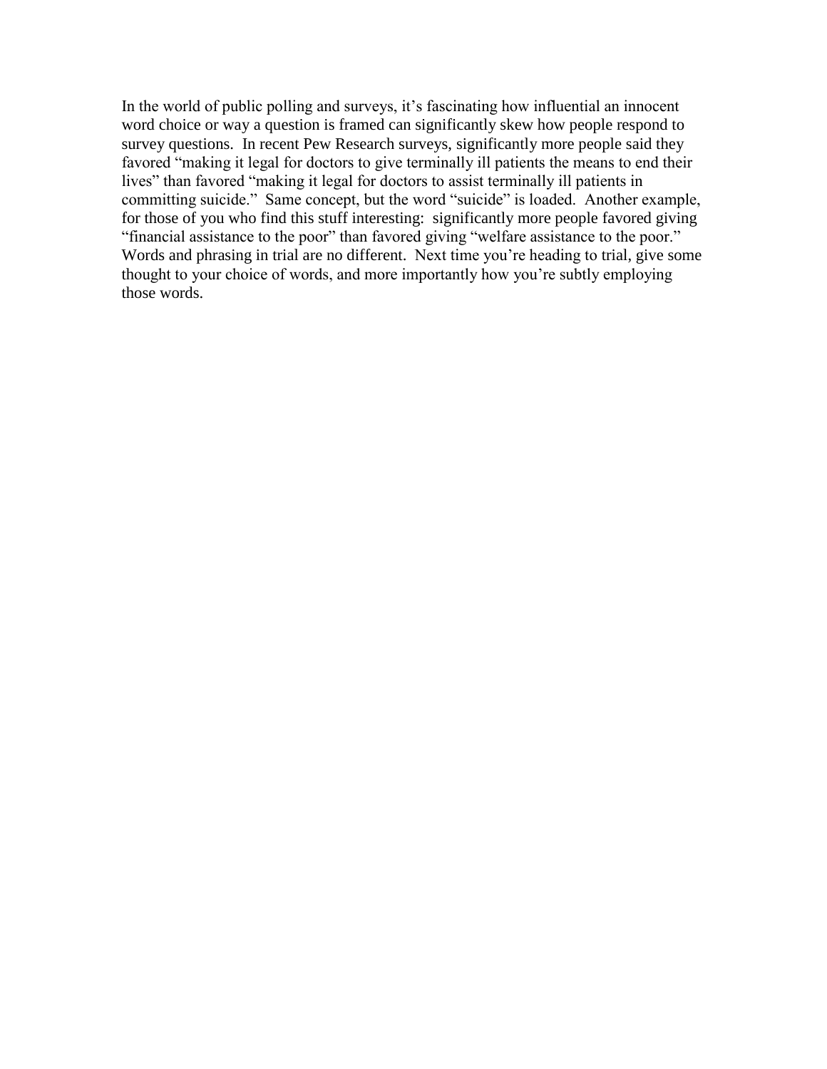In the world of public polling and surveys, it's fascinating how influential an innocent word choice or way a question is framed can significantly skew how people respond to survey questions. In recent Pew Research surveys, significantly more people said they favored "making it legal for doctors to give terminally ill patients the means to end their lives" than favored "making it legal for doctors to assist terminally ill patients in committing suicide." Same concept, but the word "suicide" is loaded. Another example, for those of you who find this stuff interesting: significantly more people favored giving "financial assistance to the poor" than favored giving "welfare assistance to the poor." Words and phrasing in trial are no different. Next time you're heading to trial, give some thought to your choice of words, and more importantly how you're subtly employing those words.